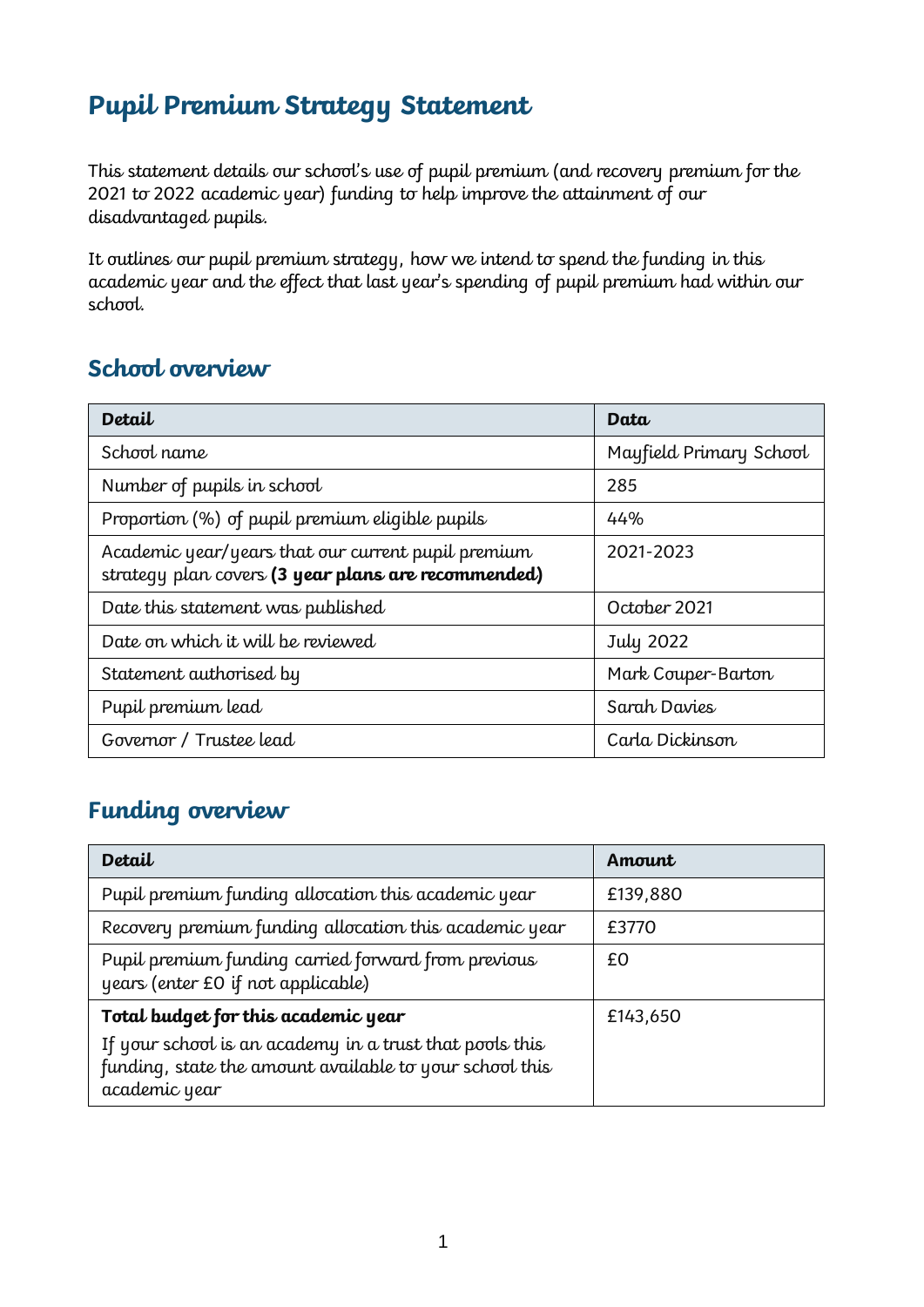# Pupil Premium Strategy Statement

This statement details our school's use of pupil premium (and recovery premium for the 2021 to 2022 academic year) funding to help improve the attainment of our disadvantaged pupils.

It outlines our pupil premium strategy, how we intend to spend the funding in this academic year and the effect that last year's spending of pupil premium had within our school.

## School overview

| Detail | Data |
|---|---|
| School name | Mayfield Primary School |
| Number of pupils in school | 285 |
| Proportion (%) of pupil premium eligible pupils | 44% |
| Academic year/years that our current pupil premium strategy plan covers **(3 year plans are recommended)** | 2021-2023 |
| Date this statement was published | October 2021 |
| Date on which it will be reviewed | July 2022 |
| Statement authorised by | Mark Couper-Barton |
| Pupil premium lead | Sarah Davies |
| Governor / Trustee lead | Carla Dickinson |

## Funding overview

| Detail | Amount |
|---|---|
| Pupil premium funding allocation this academic year | £139,880 |
| Recovery premium funding allocation this academic year | £3770 |
| Pupil premium funding carried forward from previous years (enter £0 if not applicable) | £0 |
| **Total budget for this academic year**<br>If your school is an academy in a trust that pools this funding, state the amount available to your school this academic year | £143,650 |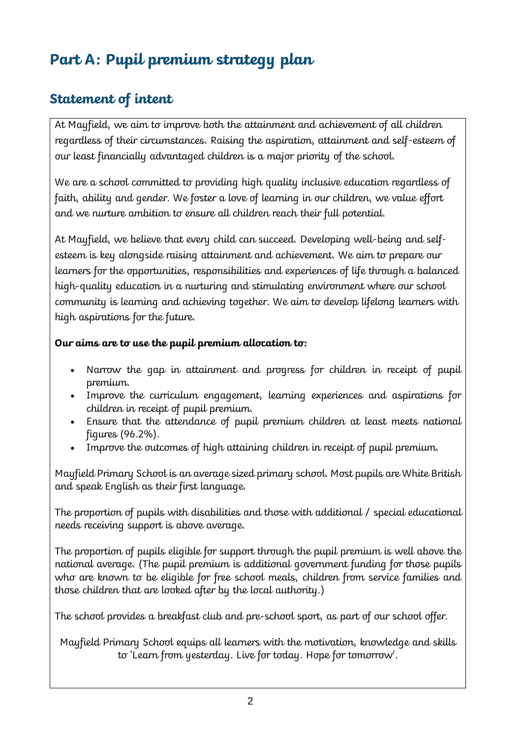# Part A: Pupil premium strategy plan

## Statement of intent

At Mayfield, we aim to improve both the attainment and achievement of all children regardless of their circumstances. Raising the aspiration, attainment and self-esteem of our least financially advantaged children is a major priority of the school.

We are a school committed to providing high quality inclusive education regardless of faith, ability and gender. We foster a love of learning in our children, we value effort and we nurture ambition to ensure all children reach their full potential.

At Mayfield, we believe that every child can succeed. Developing well-being and self-esteem is key alongside raising attainment and achievement. We aim to prepare our learners for the opportunities, responsibilities and experiences of life through a balanced high-quality education in a nurturing and stimulating environment where our school community is learning and achieving together. We aim to develop lifelong learners with high aspirations for the future.

**Our aims are to use the pupil premium allocation to:**

- Narrow the gap in attainment and progress for children in receipt of pupil premium.
- Improve the curriculum engagement, learning experiences and aspirations for children in receipt of pupil premium.
- Ensure that the attendance of pupil premium children at least meets national figures (96.2%).
- Improve the outcomes of high attaining children in receipt of pupil premium.

Mayfield Primary School is an average sized primary school. Most pupils are White British and speak English as their first language.

The proportion of pupils with disabilities and those with additional / special educational needs receiving support is above average.

The proportion of pupils eligible for support through the pupil premium is well above the national average. (The pupil premium is additional government funding for those pupils who are known to be eligible for free school meals, children from service families and those children that are looked after by the local authority.)

The school provides a breakfast club and pre-school sport, as part of our school offer.

Mayfield Primary School equips all learners with the motivation, knowledge and skills to 'Learn from yesterday. Live for today. Hope for tomorrow'.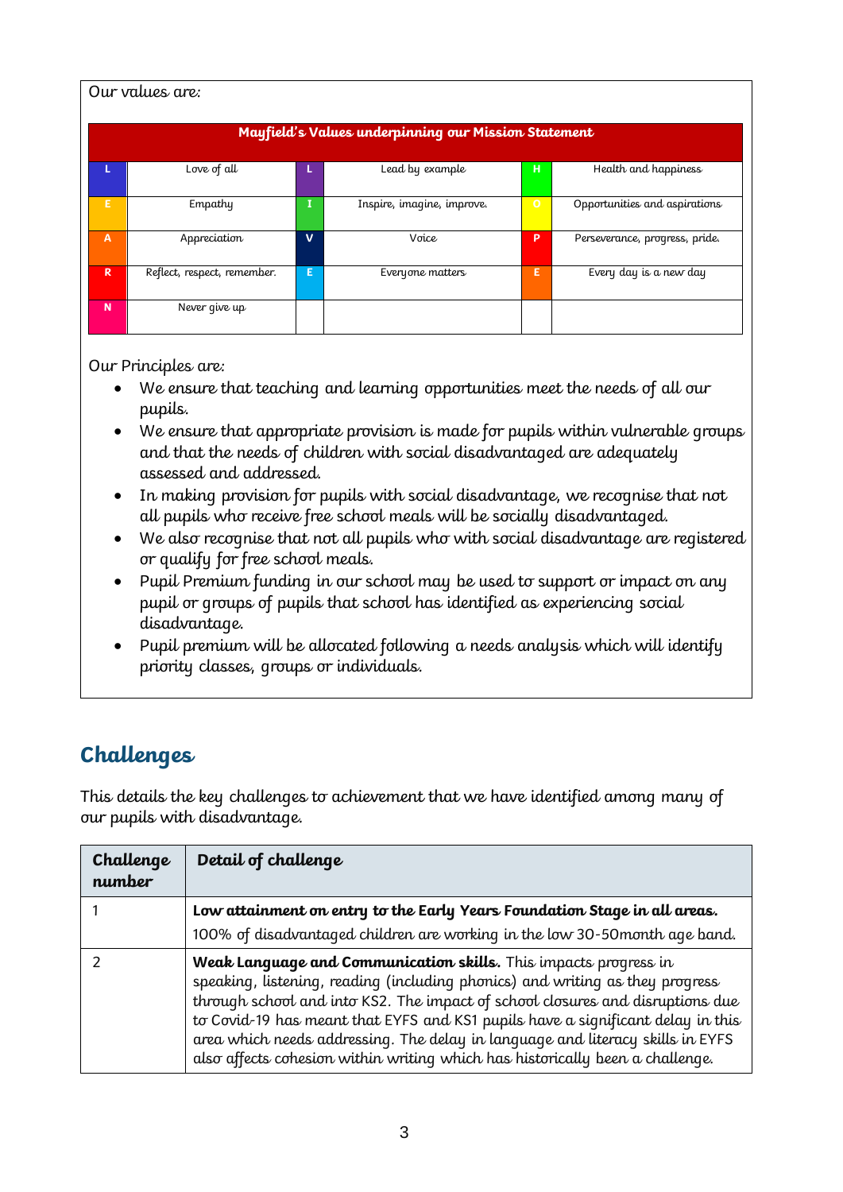Our values are:

| Mayfield's Values underpinning our Mission Statement | | | | | |
|---|---|---|---|---|---|
| L | Love of all | L | Lead by example | H | Health and happiness |
| E | Empathy | I | Inspire, imagine, improve. | O | Opportunities and aspirations |
| A | Appreciation | V | Voice | P | Perseverance, progress, pride. |
| R | Reflect, respect, remember. | E | Everyone matters | E | Every day is a new day |
| N | Never give up | | | | |

Our Principles are:

- We ensure that teaching and learning opportunities meet the needs of all our pupils.
- We ensure that appropriate provision is made for pupils within vulnerable groups and that the needs of children with social disadvantaged are adequately assessed and addressed.
- In making provision for pupils with social disadvantage, we recognise that not all pupils who receive free school meals will be socially disadvantaged.
- We also recognise that not all pupils who with social disadvantage are registered or qualify for free school meals.
- Pupil Premium funding in our school may be used to support or impact on any pupil or groups of pupils that school has identified as experiencing social disadvantage.
- Pupil premium will be allocated following a needs analysis which will identify priority classes, groups or individuals.

## Challenges

This details the key challenges to achievement that we have identified among many of our pupils with disadvantage.

| Challenge number | Detail of challenge |
|---|---|
| 1 | **Low attainment on entry to the Early Years Foundation Stage in all areas.** 100% of disadvantaged children are working in the low 30-50month age band. |
| 2 | **Weak Language and Communication skills.** This impacts progress in speaking, listening, reading (including phonics) and writing as they progress through school and into KS2. The impact of school closures and disruptions due to Covid-19 has meant that EYFS and KS1 pupils have a significant delay in this area which needs addressing. The delay in language and literacy skills in EYFS also affects cohesion within writing which has historically been a challenge. |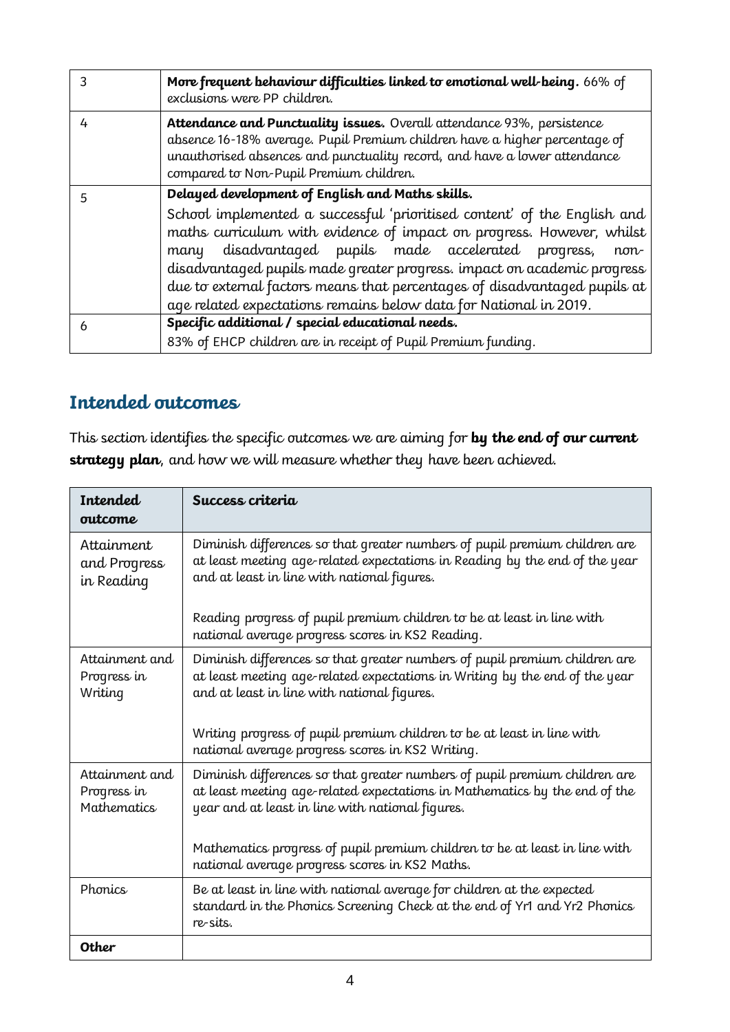| | |
|---|---|
| 3 | **More frequent behaviour difficulties linked to emotional well-being.** 66% of exclusions were PP children. |
| 4 | **Attendance and Punctuality issues.** Overall attendance 93%, persistence absence 16-18% average. Pupil Premium children have a higher percentage of unauthorised absences and punctuality record, and have a lower attendance compared to Non-Pupil Premium children. |
| 5 | **Delayed development of English and Maths skills.**<br><br>School implemented a successful 'prioritised content' of the English and maths curriculum with evidence of impact on progress. However, whilst many disadvantaged pupils made accelerated progress, non-disadvantaged pupils made greater progress. impact on academic progress due to external factors means that percentages of disadvantaged pupils at age related expectations remains below data for National in 2019. |
| 6 | **Specific additional / special educational needs.**<br><br>83% of EHCP children are in receipt of Pupil Premium funding. |

## Intended outcomes

This section identifies the specific outcomes we are aiming for **by the end of our current strategy plan**, and how we will measure whether they have been achieved.

| Intended outcome | Success criteria |
|---|---|
| Attainment and Progress in Reading | Diminish differences so that greater numbers of pupil premium children are at least meeting age-related expectations in Reading by the end of the year and at least in line with national figures.<br><br>Reading progress of pupil premium children to be at least in line with national average progress scores in KS2 Reading. |
| Attainment and Progress in Writing | Diminish differences so that greater numbers of pupil premium children are at least meeting age-related expectations in Writing by the end of the year and at least in line with national figures.<br><br>Writing progress of pupil premium children to be at least in line with national average progress scores in KS2 Writing. |
| Attainment and Progress in Mathematics | Diminish differences so that greater numbers of pupil premium children are at least meeting age-related expectations in Mathematics by the end of the year and at least in line with national figures.<br><br>Mathematics progress of pupil premium children to be at least in line with national average progress scores in KS2 Maths. |
| Phonics | Be at least in line with national average for children at the expected standard in the Phonics Screening Check at the end of Yr1 and Yr2 Phonics re-sits. |
| **Other** | |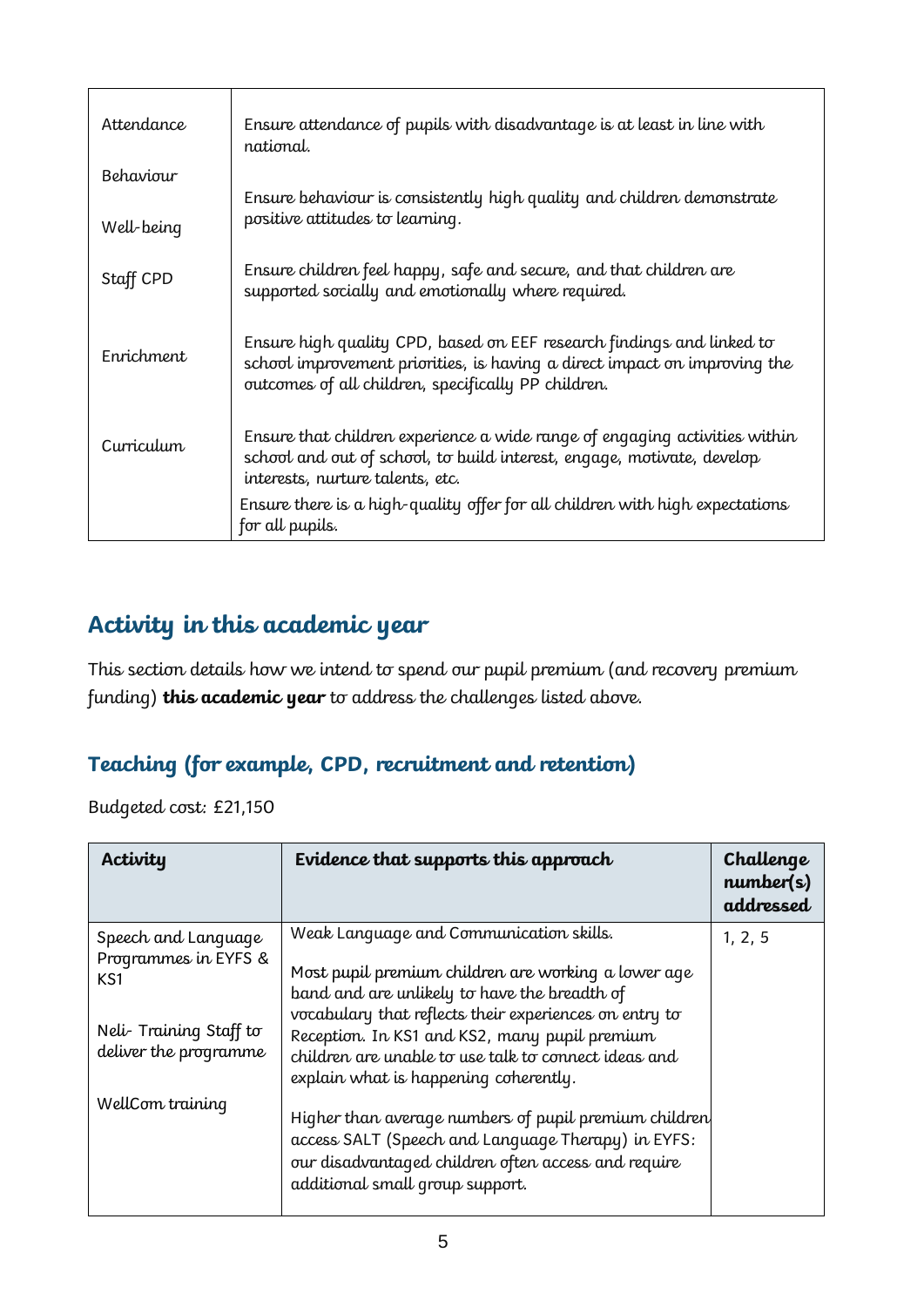| | |
|---|---|
| Attendance | Ensure attendance of pupils with disadvantage is at least in line with national. |
| Behaviour | Ensure behaviour is consistently high quality and children demonstrate positive attitudes to learning. |
| Well-being | Ensure children feel happy, safe and secure, and that children are supported socially and emotionally where required. |
| Staff CPD | Ensure high quality CPD, based on EEF research findings and linked to school improvement priorities, is having a direct impact on improving the outcomes of all children, specifically PP children. |
| Enrichment | Ensure that children experience a wide range of engaging activities within school and out of school, to build interest, engage, motivate, develop interests, nurture talents, etc. |
| Curriculum | Ensure there is a high-quality offer for all children with high expectations for all pupils. |

## Activity in this academic year

This section details how we intend to spend our pupil premium (and recovery premium funding) **this academic year** to address the challenges listed above.

### Teaching (for example, CPD, recruitment and retention)

Budgeted cost: £21,150

| Activity | Evidence that supports this approach | Challenge number(s) addressed |
|---|---|---|
| Speech and Language Programmes in EYFS & KS1<br><br>Neli- Training Staff to deliver the programme<br><br>WellCom training | Weak Language and Communication skills.<br><br>Most pupil premium children are working a lower age band and are unlikely to have the breadth of vocabulary that reflects their experiences on entry to Reception. In KS1 and KS2, many pupil premium children are unable to use talk to connect ideas and explain what is happening coherently.<br><br>Higher than average numbers of pupil premium children access SALT (Speech and Language Therapy) in EYFS: our disadvantaged children often access and require additional small group support. | 1, 2, 5 |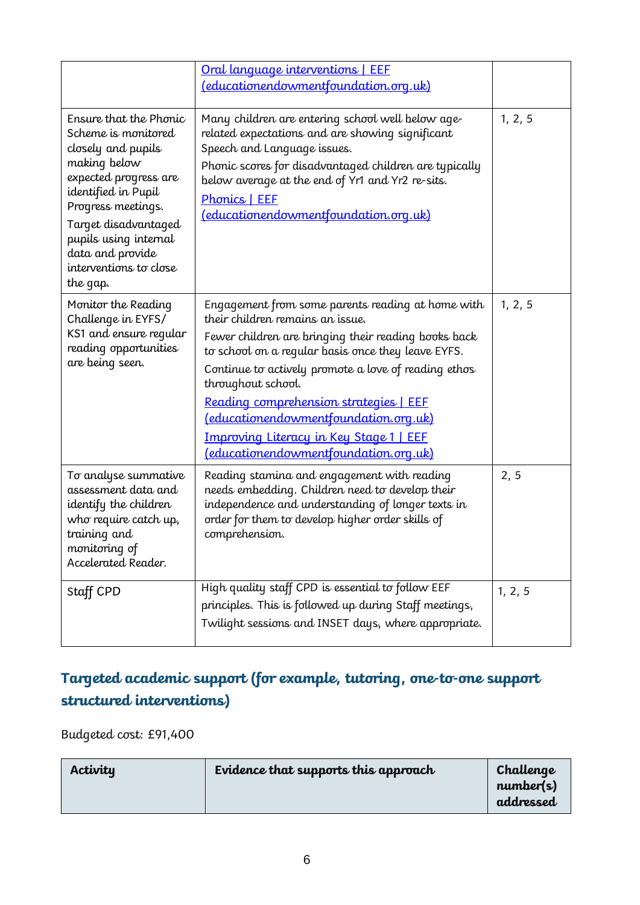| | | |
|---|---|---|
| | [Oral language interventions \| EEF (educationendowmentfoundation.org.uk)](educationendowmentfoundation.org.uk) | |
| Ensure that the Phonic Scheme is monitored closely and pupils making below expected progress are identified in Pupil Progress meetings.<br>Target disadvantaged pupils using internal data and provide interventions to close the gap. | Many children are entering school well below age-related expectations and are showing significant Speech and Language issues.<br>Phonic scores for disadvantaged children are typically below average at the end of Yr1 and Yr2 re-sits.<br>[Phonics \| EEF (educationendowmentfoundation.org.uk)](educationendowmentfoundation.org.uk) | 1, 2, 5 |
| Monitor the Reading Challenge in EYFS/ KS1 and ensure regular reading opportunities are being seen. | Engagement from some parents reading at home with their children remains an issue.<br>Fewer children are bringing their reading books back to school on a regular basis once they leave EYFS.<br>Continue to actively promote a love of reading ethos throughout school.<br>[Reading comprehension strategies \| EEF (educationendowmentfoundation.org.uk)](educationendowmentfoundation.org.uk)<br>[Improving Literacy in Key Stage 1 \| EEF (educationendowmentfoundation.org.uk)](educationendowmentfoundation.org.uk) | 1, 2, 5 |
| To analyse summative assessment data and identify the children who require catch up, training and monitoring of Accelerated Reader. | Reading stamina and engagement with reading needs embedding. Children need to develop their independence and understanding of longer texts in order for them to develop higher order skills of comprehension. | 2, 5 |
| Staff CPD | High quality staff CPD is essential to follow EEF principles. This is followed up during Staff meetings, Twilight sessions and INSET days, where appropriate. | 1, 2, 5 |

## Targeted academic support (for example, tutoring, one-to-one support structured interventions)

Budgeted cost: £91,400

| Activity | Evidence that supports this approach | Challenge number(s) addressed |
|---|---|---|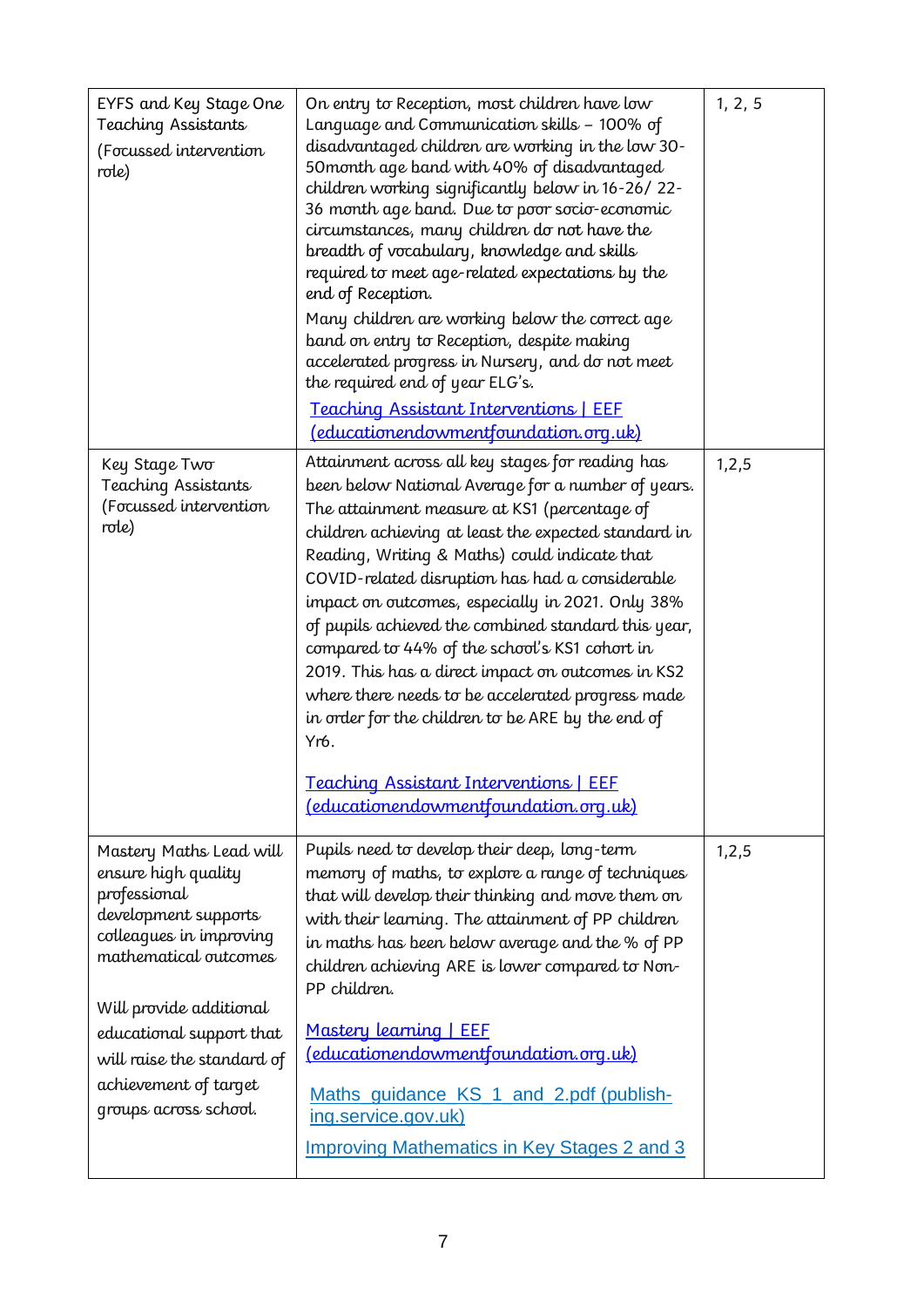| | | |
|---|---|---|
| EYFS and Key Stage One Teaching Assistants<br><br>(Focussed intervention role) | On entry to Reception, most children have low Language and Communication skills – 100% of disadvantaged children are working in the low 30-50month age band with 40% of disadvantaged children working significantly below in 16-26/ 22-36 month age band. Due to poor socio-economic circumstances, many children do not have the breadth of vocabulary, knowledge and skills required to meet age-related expectations by the end of Reception.<br><br>Many children are working below the correct age band on entry to Reception, despite making accelerated progress in Nursery, and do not meet the required end of year ELG's.<br><br>Teaching Assistant Interventions \| EEF (educationendowmentfoundation.org.uk) | 1, 2, 5 |
| Key Stage Two Teaching Assistants (Focussed intervention role) | Attainment across all key stages for reading has been below National Average for a number of years. The attainment measure at KS1 (percentage of children achieving at least the expected standard in Reading, Writing & Maths) could indicate that COVID-related disruption has had a considerable impact on outcomes, especially in 2021. Only 38% of pupils achieved the combined standard this year, compared to 44% of the school's KS1 cohort in 2019. This has a direct impact on outcomes in KS2 where there needs to be accelerated progress made in order for the children to be ARE by the end of Yr6.<br><br>Teaching Assistant Interventions \| EEF (educationendowmentfoundation.org.uk) | 1,2,5 |
| Mastery Maths Lead will ensure high quality professional development supports colleagues in improving mathematical outcomes<br><br>Will provide additional educational support that will raise the standard of achievement of target groups across school. | Pupils need to develop their deep, long-term memory of maths, to explore a range of techniques that will develop their thinking and move them on with their learning. The attainment of PP children in maths has been below average and the % of PP children achieving ARE is lower compared to Non-PP children.<br><br>Mastery learning \| EEF (educationendowmentfoundation.org.uk)<br><br>Maths_guidance_KS_1_and_2.pdf (publishing.service.gov.uk)<br><br>Improving Mathematics in Key Stages 2 and 3 | 1,2,5 |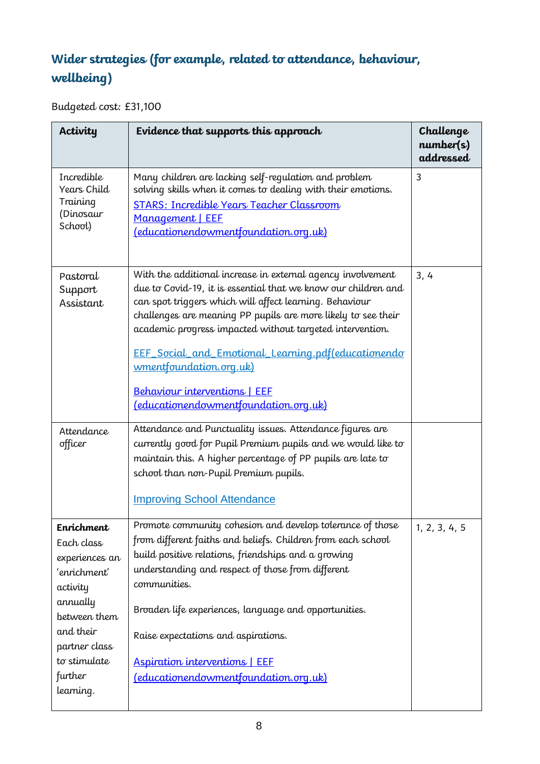## Wider strategies (for example, related to attendance, behaviour, wellbeing)

Budgeted cost: £31,100

| Activity | Evidence that supports this approach | Challenge number(s) addressed |
|---|---|---|
| Incredible Years Child Training (Dinosaur School) | Many children are lacking self-regulation and problem solving skills when it comes to dealing with their emotions.<br>STARS: Incredible Years Teacher Classroom Management \| EEF (educationendowmentfoundation.org.uk) | 3 |
| Pastoral Support Assistant | With the additional increase in external agency involvement due to Covid-19, it is essential that we know our children and can spot triggers which will affect learning. Behaviour challenges are meaning PP pupils are more likely to see their academic progress impacted without targeted intervention.<br><br>EEF_Social_and_Emotional_Learning.pdf(educationendowmentfoundation.org.uk)<br><br>Behaviour interventions \| EEF (educationendowmentfoundation.org.uk) | 3, 4 |
| Attendance officer | Attendance and Punctuality issues. Attendance figures are currently good for Pupil Premium pupils and we would like to maintain this. A higher percentage of PP pupils are late to school than non-Pupil Premium pupils.<br><br>Improving School Attendance | |
| **Enrichment**<br>Each class experiences an 'enrichment' activity annually between them and their partner class to stimulate further learning. | Promote community cohesion and develop tolerance of those from different faiths and beliefs. Children from each school build positive relations, friendships and a growing understanding and respect of those from different communities.<br><br>Broaden life experiences, language and opportunities.<br><br>Raise expectations and aspirations.<br><br>Aspiration interventions \| EEF (educationendowmentfoundation.org.uk) | 1, 2, 3, 4, 5 |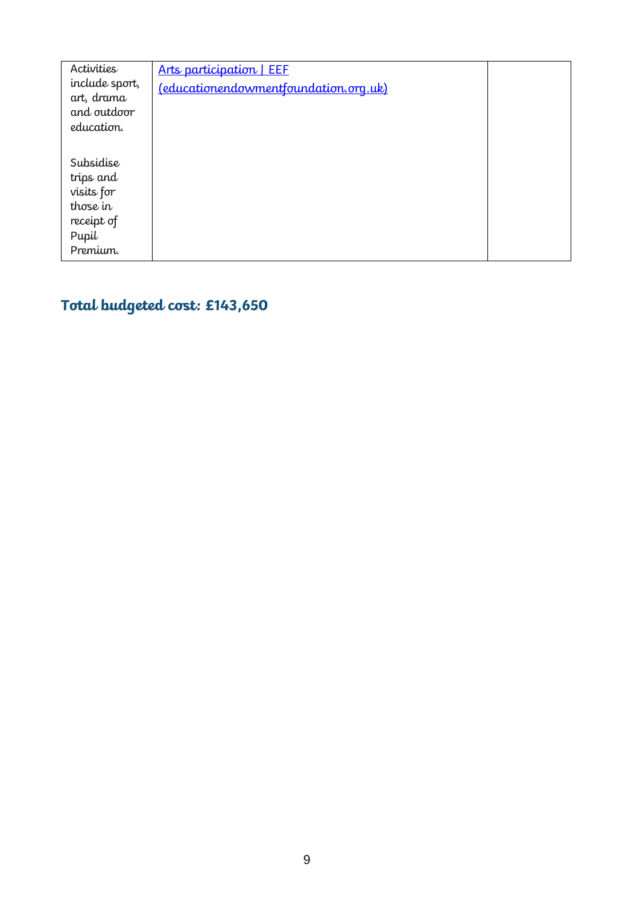| | | |
|---|---|---|
| Activities include sport, art, drama and outdoor education.<br><br>Subsidise trips and visits for those in receipt of Pupil Premium. | [Arts participation \| EEF (educationendowmentfoundation.org.uk)](https://educationendowmentfoundation.org.uk) | |

## Total budgeted cost: £143,650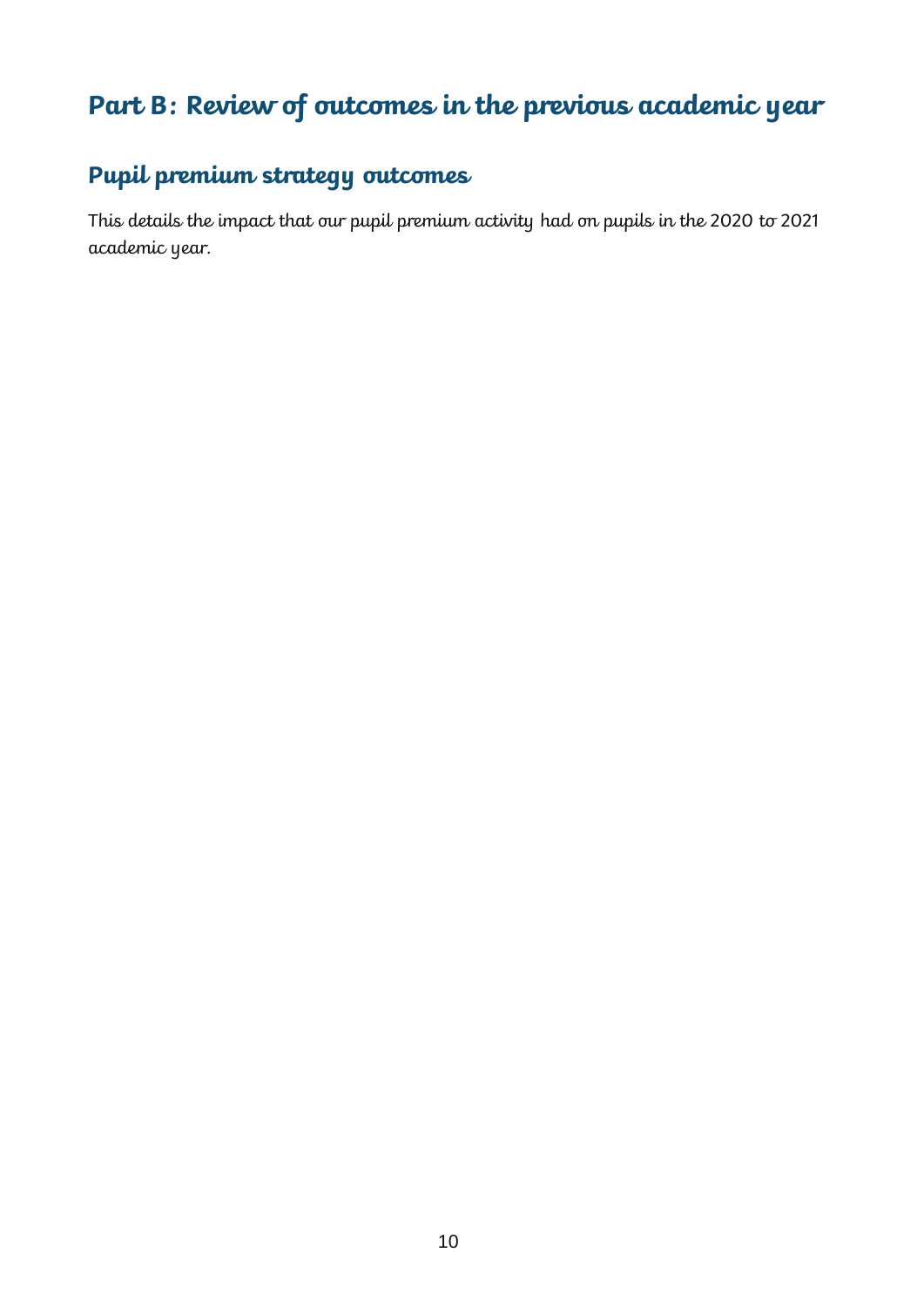# Part B: Review of outcomes in the previous academic year

## Pupil premium strategy outcomes

This details the impact that our pupil premium activity had on pupils in the 2020 to 2021 academic year.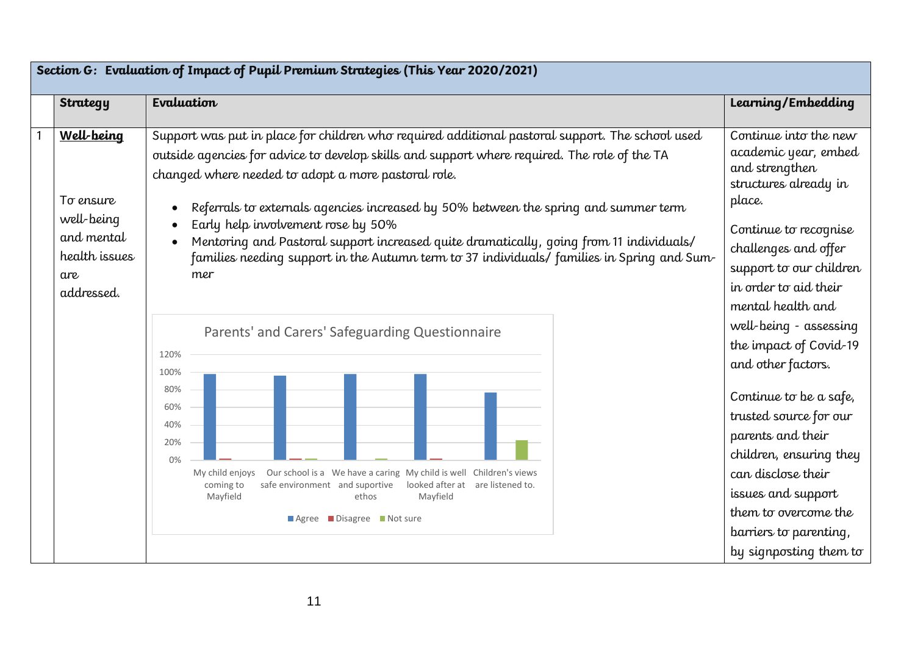## Section G: Evaluation of Impact of Pupil Premium Strategies (This Year 2020/2021)

| | Strategy | Evaluation | Learning/Embedding |
|---|---|---|---|
| 1 | **Well-being**<br><br>To ensure well-being and mental health issues are addressed. | Support was put in place for children who required additional pastoral support. The school used outside agencies for advice to develop skills and support where required. The role of the TA changed where needed to adopt a more pastoral role.<br><br>• Referrals to externals agencies increased by 50% between the spring and summer term<br>• Early help involvement rose by 50%<br>• Mentoring and Pastoral support increased quite dramatically, going from 11 individuals/ families needing support in the Autumn term to 37 individuals/ families in Spring and Summer<br><br>Parents' and Carers' Safeguarding Questionnaire<br>(Chart categories: My child enjoys coming to Mayfield; Our school is a safe environment; We have a caring and suportive ethos; My child is well looked after at Mayfield; Children's views are listened to. Legend: Agree, Disagree, Not sure) | Continue into the new academic year, embed and strengthen structures already in place.<br><br>Continue to recognise challenges and offer support to our children in order to aid their mental health and well-being - assessing the impact of Covid-19 and other factors.<br><br>Continue to be a safe, trusted source for our parents and their children, ensuring they can disclose their issues and support them to overcome the barriers to parenting, by signposting them to |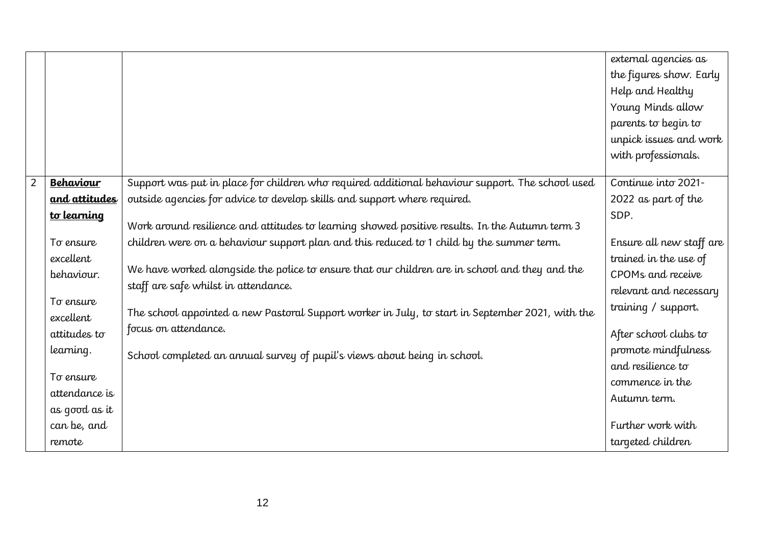| | | | |
|---|---|---|---|
| | | | external agencies as the figures show. Early Help and Healthy Young Minds allow parents to begin to unpick issues and work with professionals. |
| 2 | **Behaviour and attitudes to learning**<br><br>To ensure excellent behaviour.<br><br>To ensure excellent attitudes to learning.<br><br>To ensure attendance is as good as it can be, and remote | Support was put in place for children who required additional behaviour support. The school used outside agencies for advice to develop skills and support where required.<br><br>Work around resilience and attitudes to learning showed positive results. In the Autumn term 3 children were on a behaviour support plan and this reduced to 1 child by the summer term.<br><br>We have worked alongside the police to ensure that our children are in school and they and the staff are safe whilst in attendance.<br><br>The school appointed a new Pastoral Support worker in July, to start in September 2021, with the focus on attendance.<br><br>School completed an annual survey of pupil's views about being in school. | Continue into 2021-2022 as part of the SDP.<br><br>Ensure all new staff are trained in the use of CPOMs and receive relevant and necessary training / support.<br><br>After school clubs to promote mindfulness and resilience to commence in the Autumn term.<br><br>Further work with targeted children |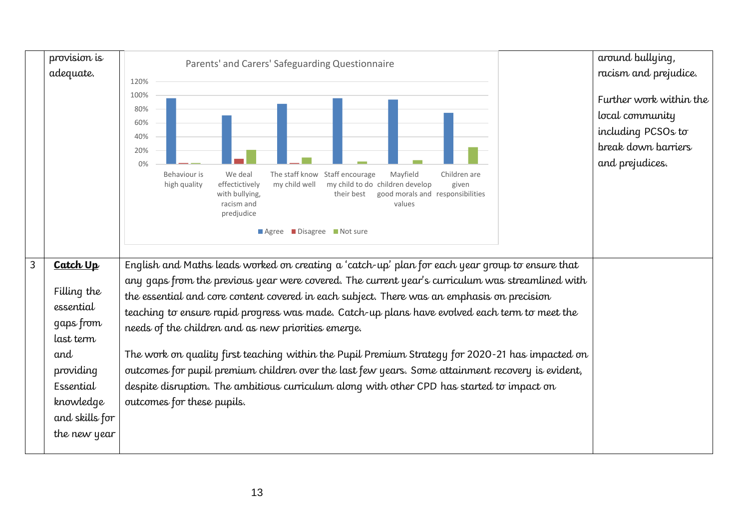| | | | |
|---|---|---|---|
| | provision is adequate. | Parents' and Carers' Safeguarding Questionnaire<br><br>Categories: Behaviour is high quality; We deal effectictively with bullying, racism and predjudice; The staff know my child well; Staff encourage my child to do their best; Mayfield children develop good morals and values; Children are given responsibilities<br><br>Legend: Agree, Disagree, Not sure | around bullying, racism and prejudice.<br><br>Further work within the local community including PCSOs to break down barriers and prejudices. |
| 3 | **Catch Up**<br><br>Filling the essential gaps from last term and providing Essential knowledge and skills for the new year | English and Maths leads worked on creating a 'catch-up' plan for each year group to ensure that any gaps from the previous year were covered. The current year's curriculum was streamlined with the essential and core content covered in each subject. There was an emphasis on precision teaching to ensure rapid progress was made. Catch-up plans have evolved each term to meet the needs of the children and as new priorities emerge.<br><br>The work on quality first teaching within the Pupil Premium Strategy for 2020-21 has impacted on outcomes for pupil premium children over the last few years. Some attainment recovery is evident, despite disruption. The ambitious curriculum along with other CPD has started to impact on outcomes for these pupils. | |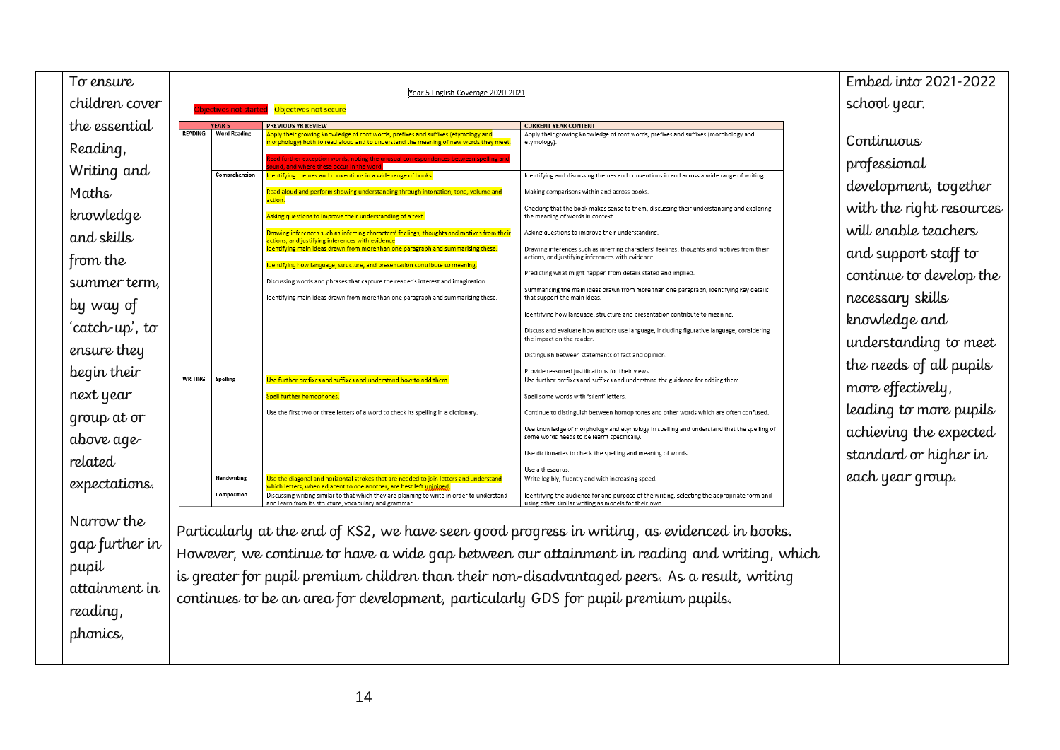| | | |
|---|---|---|
| To ensure children cover the essential Reading, Writing and Maths knowledge and skills from the summer term, by way of 'catch-up', to ensure they begin their next year group at or above age-related expectations.<br><br>Narrow the gap further in pupil attainment in reading, phonics, | Year 5 English Coverage 2020-2021<br><br>Objectives not started Objectives not secure<br><br>(see table below)<br><br>Particularly at the end of KS2, we have seen good progress in writing, as evidenced in books. However, we continue to have a wide gap between our attainment in reading and writing, which is greater for pupil premium children than their non-disadvantaged peers. As a result, writing continues to be an area for development, particularly GDS for pupil premium pupils. | Embed into 2021-2022 school year.<br><br>Continuous professional development, together with the right resources will enable teachers and support staff to continue to develop the necessary skills knowledge and understanding to meet the needs of all pupils more effectively, leading to more pupils achieving the expected standard or higher in each year group. |

| YEAR 5 | | PREVIOUS YR REVIEW | CURRENT YEAR CONTENT |
|---|---|---|---|
| READING | Word Reading | Apply their growing knowledge of root words, prefixes and suffixes (etymology and morphology) both to read aloud and to understand the meaning of new words they meet.<br><br>Read further exception words, noting the unusual correspondences between spelling and sound, and where these occur in the word. | Apply their growing knowledge of root words, prefixes and suffixes (morphology and etymology). |
| | Comprehension | Identifying themes and conventions in a wide range of books.<br><br>Read aloud and perform showing understanding through intonation, tone, volume and action.<br><br>Asking questions to improve their understanding of a text.<br><br>Drawing inferences such as inferring characters' feelings, thoughts and motives from their actions, and justifying inferences with evidence<br>Identifying main ideas drawn from more than one paragraph and summarising these.<br><br>Identifying how language, structure, and presentation contribute to meaning.<br><br>Discussing words and phrases that capture the reader's interest and imagination.<br><br>Identifying main ideas drawn from more than one paragraph and summarising these. | Identifying and discussing themes and conventions in and across a wide range of writing.<br><br>Making comparisons within and across books.<br><br>Checking that the book makes sense to them, discussing their understanding and exploring the meaning of words in context.<br><br>Asking questions to improve their understanding.<br><br>Drawing inferences such as inferring characters' feelings, thoughts and motives from their actions, and justifying inferences with evidence.<br><br>Predicting what might happen from details stated and implied.<br><br>Summarising the main ideas drawn from more than one paragraph, identifying key details that support the main ideas.<br><br>Identifying how language, structure and presentation contribute to meaning.<br><br>Discuss and evaluate how authors use language, including figurative language, considering the impact on the reader.<br><br>Distinguish between statements of fact and opinion.<br><br>Provide reasoned justifications for their views. |
| WRITING | Spelling | Use further prefixes and suffixes and understand how to add them.<br><br>Spell further homophones.<br><br>Use the first two or three letters of a word to check its spelling in a dictionary. | Use further prefixes and suffixes and understand the guidance for adding them.<br><br>Spell some words with 'silent' letters.<br><br>Continue to distinguish between homophones and other words which are often confused.<br><br>Use knowledge of morphology and etymology in spelling and understand that the spelling of some words needs to be learnt specifically.<br><br>Use dictionaries to check the spelling and meaning of words.<br><br>Use a thesaurus. |
| | Handwriting | Use the diagonal and horizontal strokes that are needed to join letters and understand which letters, when adjacent to one another, are best left unjoined. | Write legibly, fluently and with increasing speed. |
| | Composition | Discussing writing similar to that which they are planning to write in order to understand and learn from its structure, vocabulary and grammar. | Identifying the audience for and purpose of the writing, selecting the appropriate form and using other similar writing as models for their own. |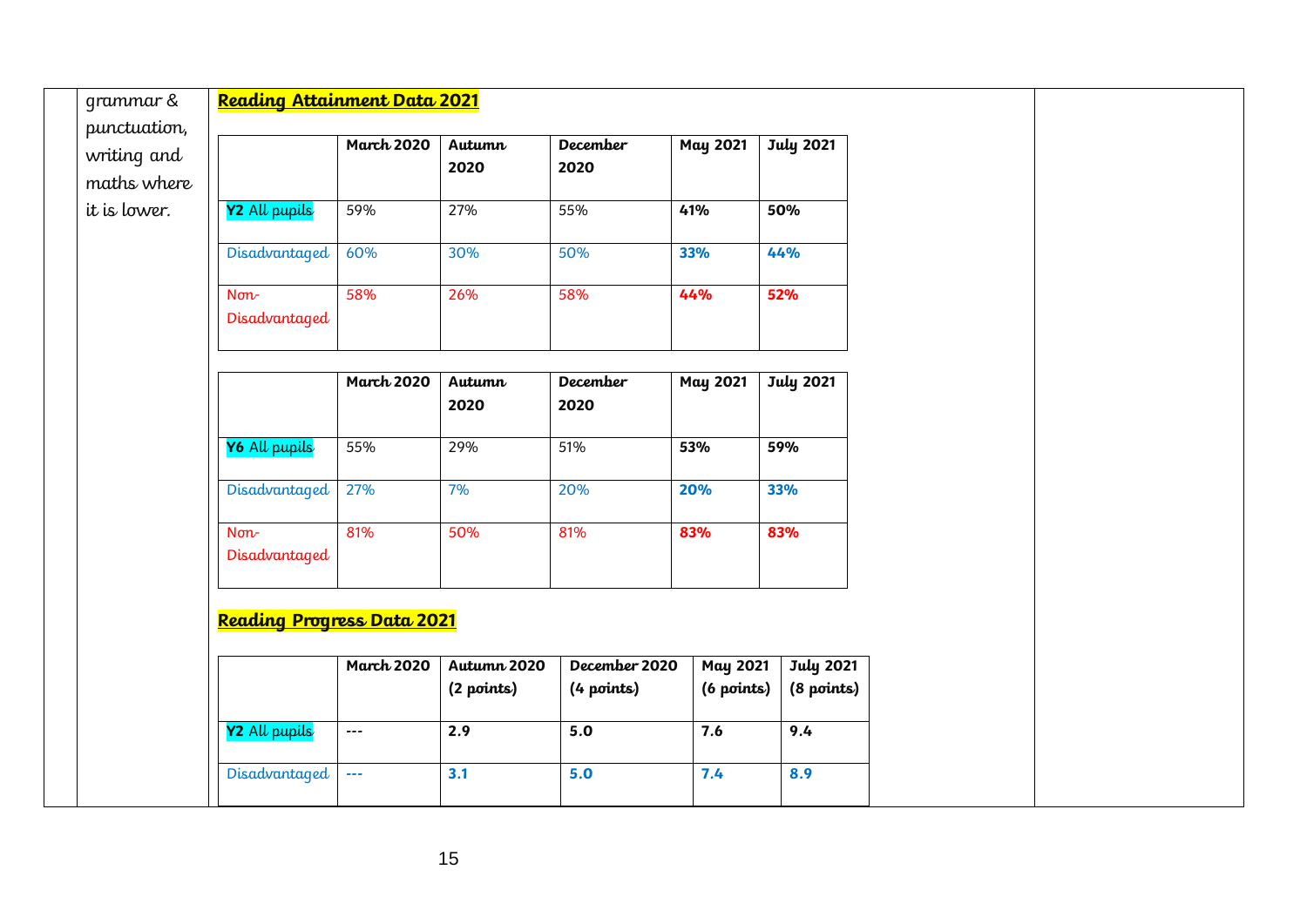grammar & punctuation, writing and maths where it is lower.

**Reading Attainment Data 2021**

| | March 2020 | Autumn 2020 | December 2020 | May 2021 | July 2021 |
|---|---|---|---|---|---|
| **Y2** All pupils | 59% | 27% | 55% | **41%** | **50%** |
| Disadvantaged | 60% | 30% | 50% | **33%** | **44%** |
| Non-Disadvantaged | 58% | 26% | 58% | **44%** | **52%** |

| | March 2020 | Autumn 2020 | December 2020 | May 2021 | July 2021 |
|---|---|---|---|---|---|
| **Y6** All pupils | 55% | 29% | 51% | **53%** | **59%** |
| Disadvantaged | 27% | 7% | 20% | **20%** | **33%** |
| Non-Disadvantaged | 81% | 50% | 81% | **83%** | **83%** |

**Reading Progress Data 2021**

| | March 2020 | Autumn 2020 (2 points) | December 2020 (4 points) | May 2021 (6 points) | July 2021 (8 points) |
|---|---|---|---|---|---|
| **Y2** All pupils | --- | **2.9** | **5.0** | **7.6** | **9.4** |
| Disadvantaged | --- | **3.1** | **5.0** | **7.4** | **8.9** |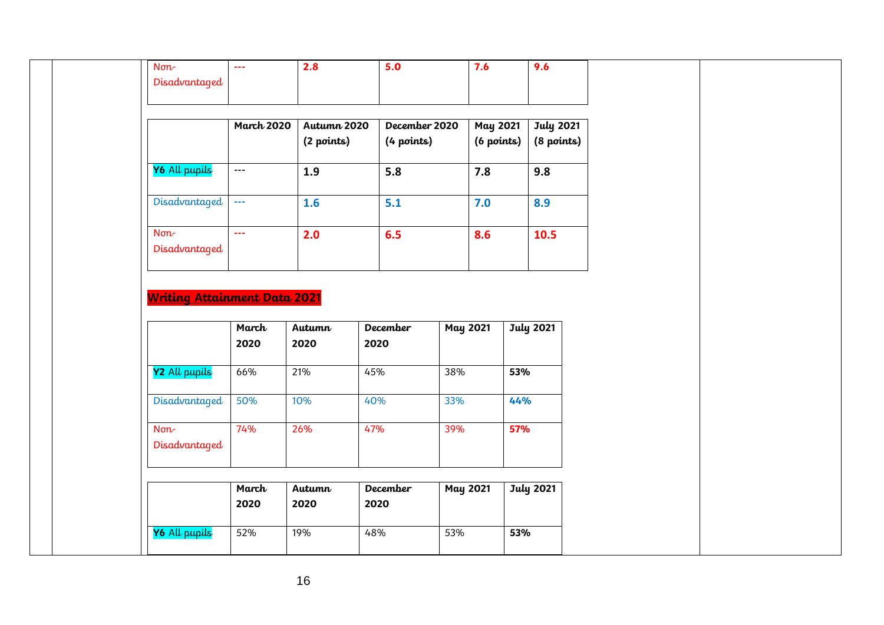| Non-Disadvantaged | --- | **2.8** | **5.0** | **7.6** | **9.6** |
|---|---|---|---|---|---|

| | March 2020 | Autumn 2020 (2 points) | December 2020 (4 points) | May 2021 (6 points) | July 2021 (8 points) |
|---|---|---|---|---|---|
| **Y6** All pupils | --- | **1.9** | **5.8** | **7.8** | **9.8** |
| Disadvantaged | --- | **1.6** | **5.1** | **7.0** | **8.9** |
| Non-Disadvantaged | --- | **2.0** | **6.5** | **8.6** | **10.5** |

## Writing Attainment Data 2021

| | March 2020 | Autumn 2020 | December 2020 | May 2021 | July 2021 |
|---|---|---|---|---|---|
| **Y2** All pupils | 66% | 21% | 45% | 38% | **53%** |
| Disadvantaged | 50% | 10% | 40% | 33% | **44%** |
| Non-Disadvantaged | 74% | 26% | 47% | 39% | **57%** |

| | March 2020 | Autumn 2020 | December 2020 | May 2021 | July 2021 |
|---|---|---|---|---|---|
| **Y6** All pupils | 52% | 19% | 48% | 53% | **53%** |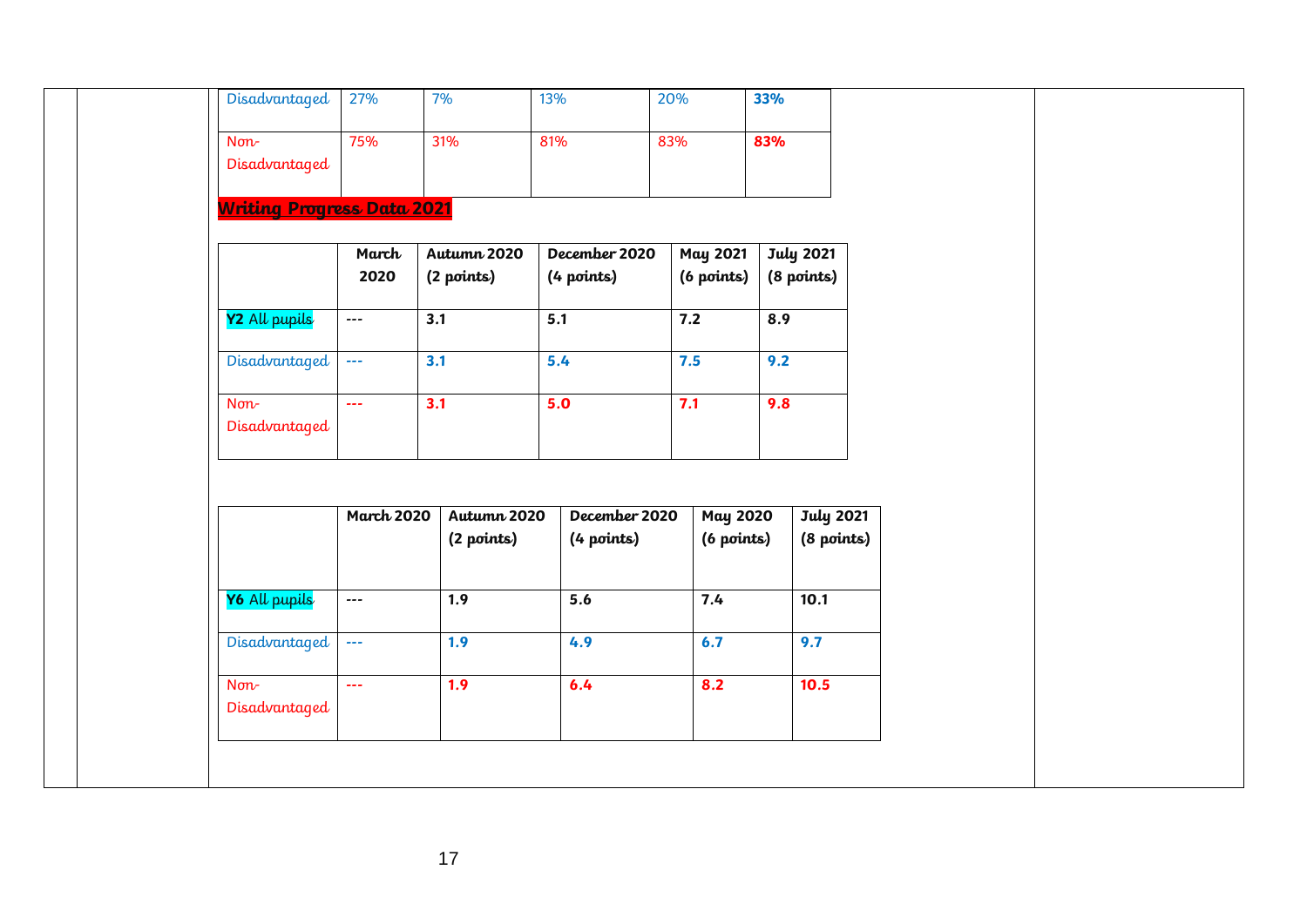| | | | | | |
|---|---|---|---|---|---|
| Disadvantaged | 27% | 7% | 13% | 20% | **33%** |
| Non-Disadvantaged | 75% | 31% | 81% | 83% | **83%** |

## **Writing Progress Data 2021**

| | March 2020 | Autumn 2020 (2 points) | December 2020 (4 points) | May 2021 (6 points) | July 2021 (8 points) |
|---|---|---|---|---|---|
| **Y2** All pupils | --- | **3.1** | **5.1** | **7.2** | **8.9** |
| Disadvantaged | --- | **3.1** | **5.4** | **7.5** | **9.2** |
| Non-Disadvantaged | --- | **3.1** | **5.0** | **7.1** | **9.8** |

| | March 2020 | Autumn 2020 (2 points) | December 2020 (4 points) | May 2020 (6 points) | July 2021 (8 points) |
|---|---|---|---|---|---|
| **Y6** All pupils | --- | **1.9** | **5.6** | **7.4** | **10.1** |
| Disadvantaged | --- | **1.9** | **4.9** | **6.7** | **9.7** |
| Non-Disadvantaged | --- | **1.9** | **6.4** | **8.2** | **10.5** |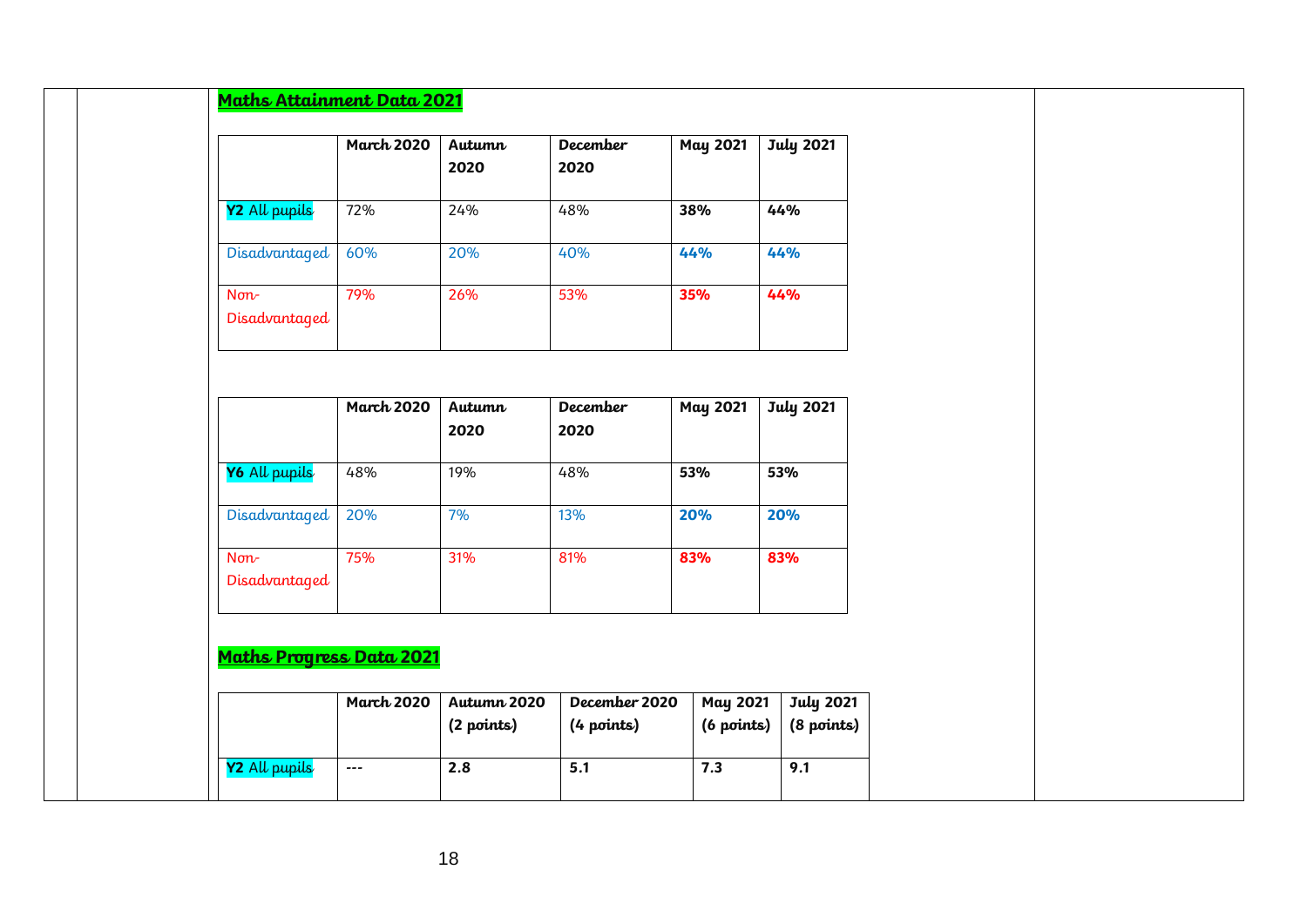## **Maths Attainment Data 2021**

| | March 2020 | Autumn 2020 | December 2020 | May 2021 | July 2021 |
|---|---|---|---|---|---|
| **Y2** All pupils | 72% | 24% | 48% | **38%** | **44%** |
| Disadvantaged | 60% | 20% | 40% | **44%** | **44%** |
| Non-Disadvantaged | 79% | 26% | 53% | **35%** | **44%** |

| | March 2020 | Autumn 2020 | December 2020 | May 2021 | July 2021 |
|---|---|---|---|---|---|
| **Y6** All pupils | 48% | 19% | 48% | **53%** | **53%** |
| Disadvantaged | 20% | 7% | 13% | **20%** | **20%** |
| Non-Disadvantaged | 75% | 31% | 81% | **83%** | **83%** |

## **Maths Progress Data 2021**

| | March 2020 | Autumn 2020 (2 points) | December 2020 (4 points) | May 2021 (6 points) | July 2021 (8 points) |
|---|---|---|---|---|---|
| **Y2** All pupils | --- | **2.8** | **5.1** | **7.3** | **9.1** |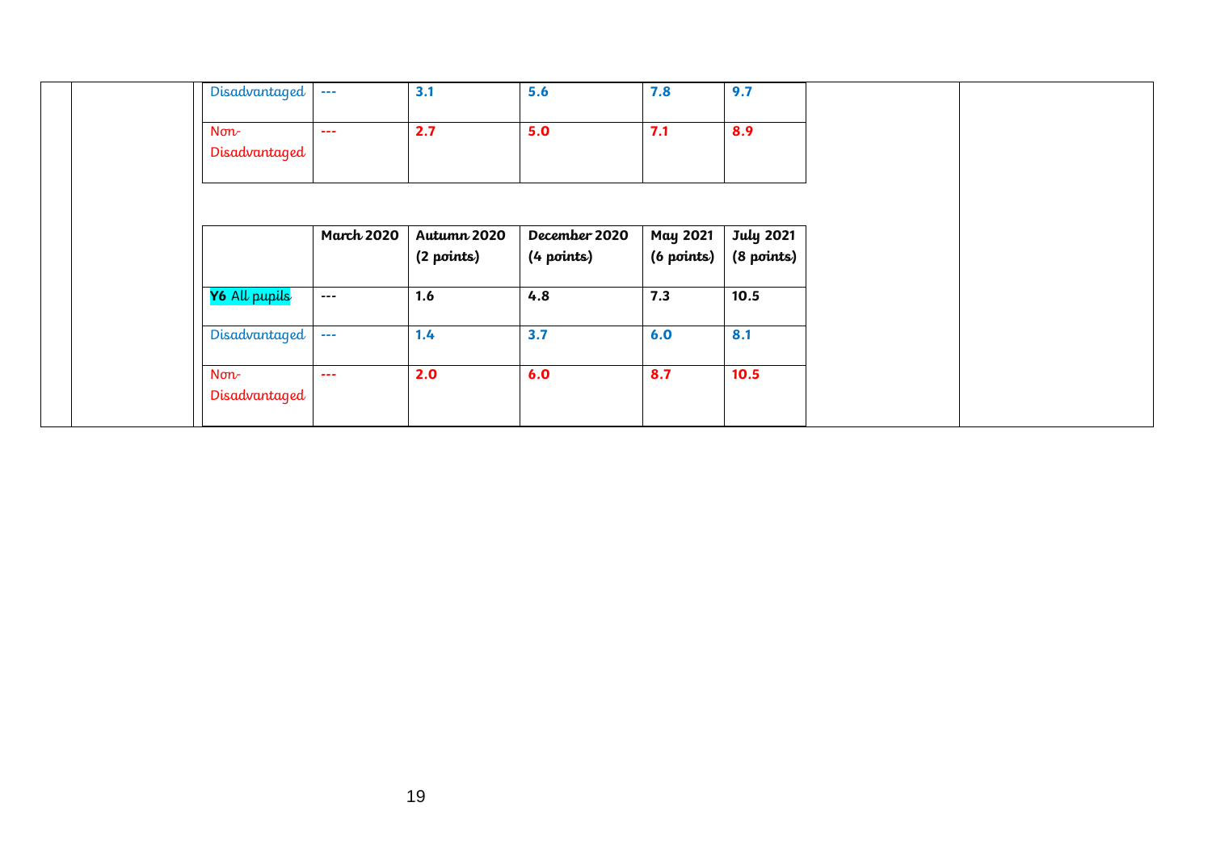| | | | | | |
|---|---|---|---|---|---|
| Disadvantaged | --- | **3.1** | **5.6** | **7.8** | **9.7** |
| Non-Disadvantaged | --- | **2.7** | **5.0** | **7.1** | **8.9** |

| | March 2020 | Autumn 2020 (2 points) | December 2020 (4 points) | May 2021 (6 points) | July 2021 (8 points) |
|---|---|---|---|---|---|
| **Y6** All pupils | --- | **1.6** | **4.8** | **7.3** | **10.5** |
| Disadvantaged | --- | **1.4** | **3.7** | **6.0** | **8.1** |
| Non-Disadvantaged | --- | **2.0** | **6.0** | **8.7** | **10.5** |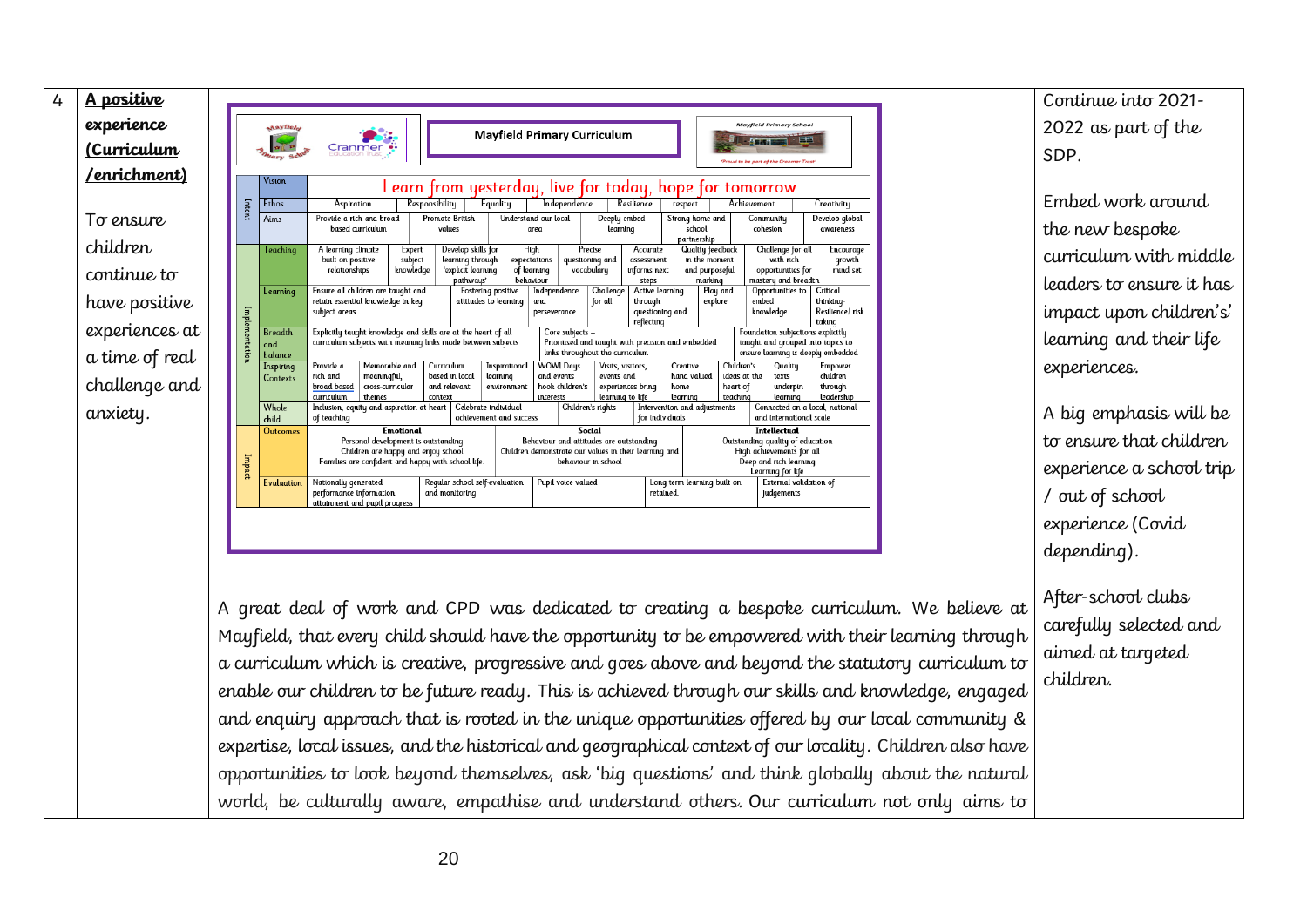| 4 | **A positive experience (Curriculum /enrichment)**<br><br>To ensure children continue to have positive experiences at a time of real challenge and anxiety. | **Mayfield Primary Curriculum**<br><br>**Vision:** Learn from yesterday, live for today, hope for tomorrow<br><br>**Intent**<br>Ethos: Aspiration, Responsibility, Equality, Independence, Resilience, respect, Achievement, Creativity<br>Aims: Provide a rich and broad-based curriculum; Promote British values; Understand our local area; Deeply embed learning; Strong home and school partnership; Community cohesion; Develop global awareness<br><br>**Implementation**<br>Teaching: A learning climate built on positive relationships; Expert subject knowledge; Develop skills for learning through 'explicit learning pathways'; High expectations of learning behaviour; Precise questioning and vocabulary; Accurate assessment informs next steps; Quality feedback in the moment and purposeful marking; Challenge for all with rich opportunities for mastery and breadth; Encourage growth mind set<br>Learning: Ensure all children are taught and retain essential knowledge in key subject areas; Fostering positive attitudes to learning; Independence and perseverance; Challenge for all; Active learning through questioning and reflecting; Play and explore; Opportunities to embed knowledge; Critical thinking- Resilience/ risk taking<br>Breadth and balance: Explicitly taught knowledge and skills are at the heart of all curriculum subjects with meaning links made between subjects; Core subjects – Prioritised and taught with precision and embedded links throughout the curriculum; Foundation subjections explicitly taught and grouped into topics to ensure learning is deeply embedded<br>Inspiring Contexts: Provide a rich and broad based curriculum; Memorable and meaningful, cross-curricular themes; Curriculum based in local and relevant context; Inspirational learning environment; WOW! Days and events hook children's interests; Visits, visitors, events and experiences bring learning to life; Creative hand valued home learning; Children's ideas at the heart of teaching; Quality texts underpin learning; Empower children through leadership<br>Whole child: Inclusion, equity and aspiration at heart of teaching; Celebrate individual achievement and success; Children's rights; Intervention and adjustments for individuals; Connected on a local, national and international scale<br><br>**Impact**<br>Outcomes: **Emotional** – Personal development is outstanding. Children are happy and enjoy school. Families are confident and happy with school life. **Social** – Behaviour and attitudes are outstanding. Children demonstrate our values in their learning and behaviour in school. **Intellectual** – Outstanding quality of education. High achievements for all. Deep and rich learning. Learning for life<br>Evaluation: Nationally generated performance information attainment and pupil progress; Regular school self-evaluation and monitoring; Pupil voice valued; Long term learning built on retained.; External validation of judgements<br><br>A great deal of work and CPD was dedicated to creating a bespoke curriculum. We believe at Mayfield, that every child should have the opportunity to be empowered with their learning through a curriculum which is creative, progressive and goes above and beyond the statutory curriculum to enable our children to be future ready. This is achieved through our skills and knowledge, engaged and enquiry approach that is rooted in the unique opportunities offered by our local community & expertise, local issues, and the historical and geographical context of our locality. Children also have opportunities to look beyond themselves, ask 'big questions' and think globally about the natural world, be culturally aware, empathise and understand others. Our curriculum not only aims to | Continue into 2021-2022 as part of the SDP.<br><br>Embed work around the new bespoke curriculum with middle leaders to ensure it has impact upon children's' learning and their life experiences.<br><br>A big emphasis will be to ensure that children experience a school trip / out of school experience (Covid depending).<br><br>After-school clubs carefully selected and aimed at targeted children. |
|---|---|---|---|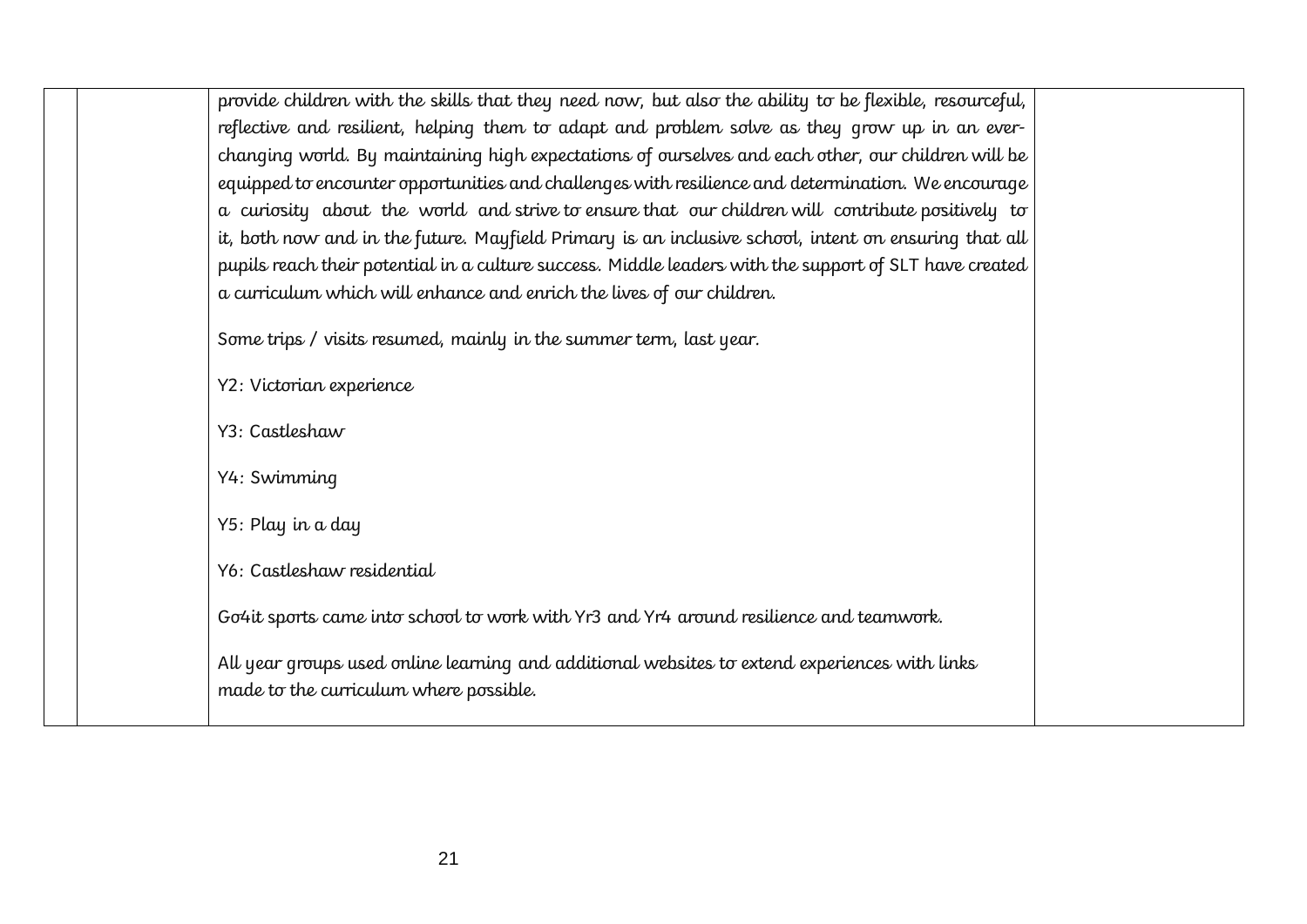| | | | |
|---|---|---|---|
| | | provide children with the skills that they need now, but also the ability to be flexible, resourceful, reflective and resilient, helping them to adapt and problem solve as they grow up in an ever-changing world. By maintaining high expectations of ourselves and each other, our children will be equipped to encounter opportunities and challenges with resilience and determination. We encourage a curiosity about the world and strive to ensure that our children will contribute positively to it, both now and in the future. Mayfield Primary is an inclusive school, intent on ensuring that all pupils reach their potential in a culture success. Middle leaders with the support of SLT have created a curriculum which will enhance and enrich the lives of our children.<br><br>Some trips / visits resumed, mainly in the summer term, last year.<br><br>Y2: Victorian experience<br><br>Y3: Castleshaw<br><br>Y4: Swimming<br><br>Y5: Play in a day<br><br>Y6: Castleshaw residential<br><br>Go4it sports came into school to work with Yr3 and Yr4 around resilience and teamwork.<br><br>All year groups used online learning and additional websites to extend experiences with links made to the curriculum where possible. | |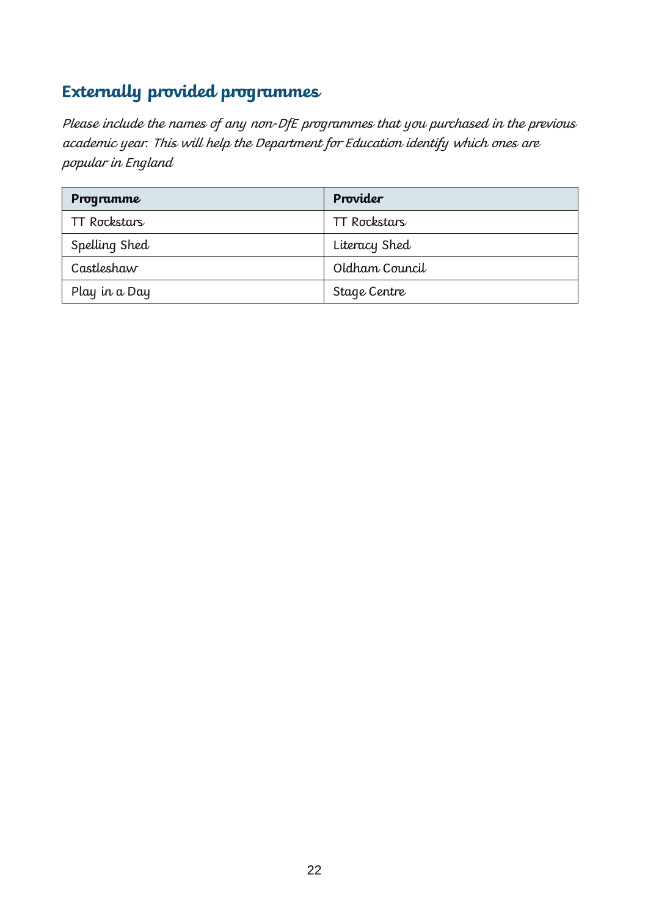## Externally provided programmes

*Please include the names of any non-DfE programmes that you purchased in the previous academic year. This will help the Department for Education identify which ones are popular in England*

| Programme | Provider |
|---|---|
| TT Rockstars | TT Rockstars |
| Spelling Shed | Literacy Shed |
| Castleshaw | Oldham Council |
| Play in a Day | Stage Centre |